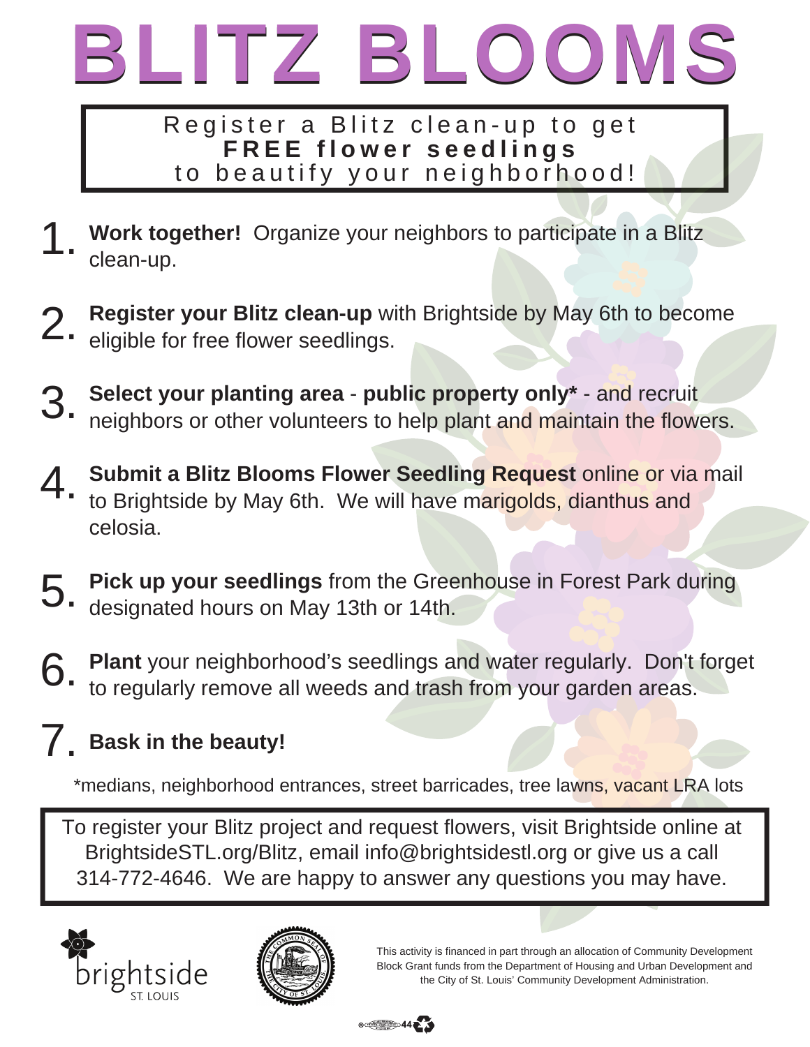# BLITZ BLOOMS

Register a Blitz clean-up to get
**FREE flower seedlings**
to beautify your neighborhood!

1. **Work together!** Organize your neighbors to participate in a Blitz clean-up.

2. **Register your Blitz clean-up** with Brightside by May 6th to become eligible for free flower seedlings.

3. **Select your planting area** - **public property only*** - and recruit neighbors or other volunteers to help plant and maintain the flowers.

4. **Submit a Blitz Blooms Flower Seedling Request** online or via mail to Brightside by May 6th. We will have marigolds, dianthus and celosia.

5. **Pick up your seedlings** from the Greenhouse in Forest Park during designated hours on May 13th or 14th.

6. **Plant** your neighborhood's seedlings and water regularly. Don't forget to regularly remove all weeds and trash from your garden areas.

7. **Bask in the beauty!**

*medians, neighborhood entrances, street barricades, tree lawns, vacant LRA lots

To register your Blitz project and request flowers, visit Brightside online at BrightsideSTL.org/Blitz, email info@brightsidestl.org or give us a call 314-772-4646. We are happy to answer any questions you may have.

brightside ST. LOUIS

THE COMMON SEAL OF THE CITY OF ST. LOUIS

This activity is financed in part through an allocation of Community Development Block Grant funds from the Department of Housing and Urban Development and the City of St. Louis' Community Development Administration.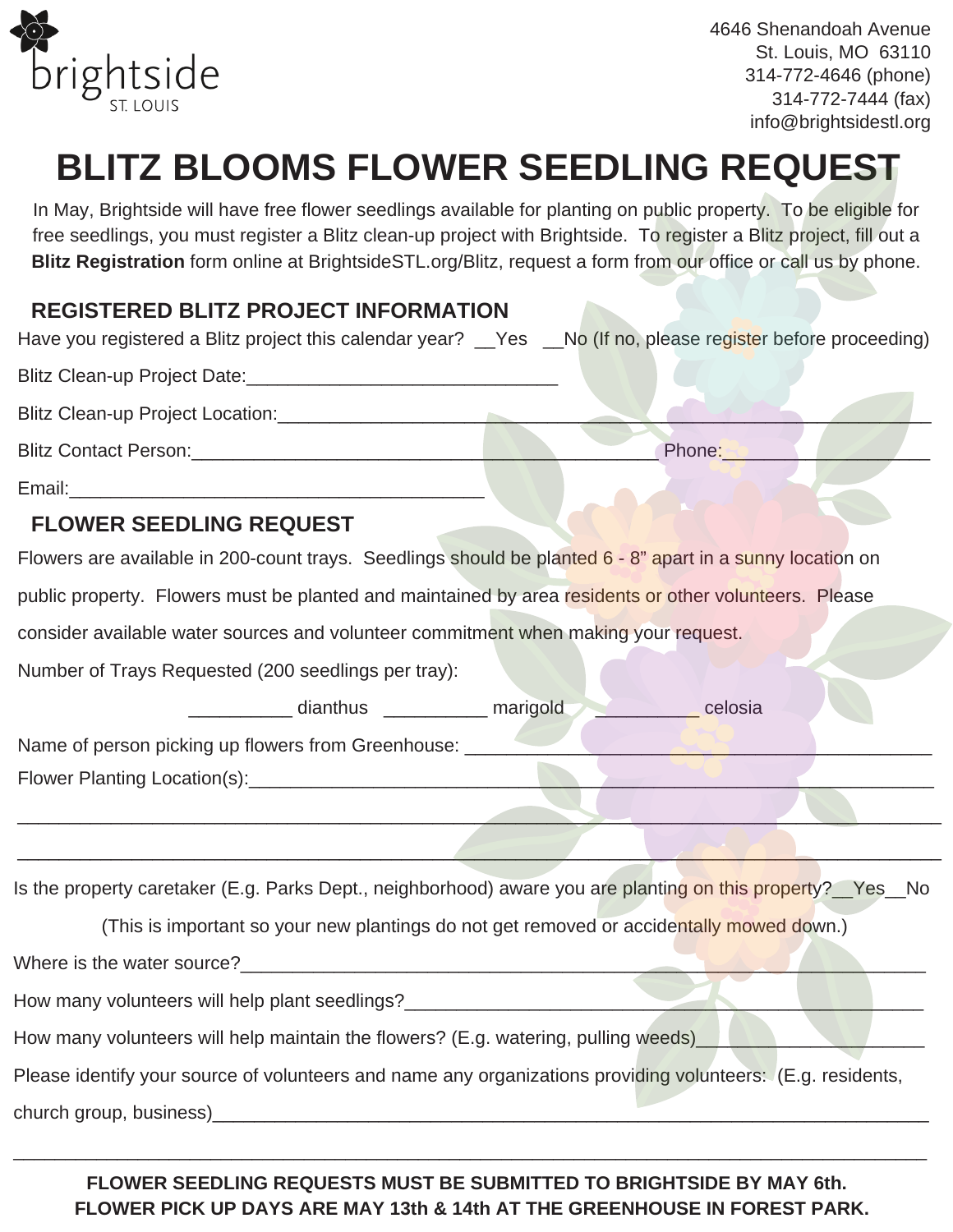brightside
ST. LOUIS

4646 Shenandoah Avenue
St. Louis, MO 63110
314-772-4646 (phone)
314-772-7444 (fax)
info@brightsidestl.org

# BLITZ BLOOMS FLOWER SEEDLING REQUEST

In May, Brightside will have free flower seedlings available for planting on public property. To be eligible for free seedlings, you must register a Blitz clean-up project with Brightside. To register a Blitz project, fill out a **Blitz Registration** form online at BrightsideSTL.org/Blitz, request a form from our office or call us by phone.

## REGISTERED BLITZ PROJECT INFORMATION

Have you registered a Blitz project this calendar year? __Yes __No (If no, please register before proceeding)

Blitz Clean-up Project Date:______________________________

Blitz Clean-up Project Location:______________________________________________________________

Blitz Contact Person:_____________________________________________ Phone:___________________

Email:________________________________________

## FLOWER SEEDLING REQUEST

Flowers are available in 200-count trays. Seedlings should be planted 6 - 8" apart in a sunny location on public property. Flowers must be planted and maintained by area residents or other volunteers. Please consider available water sources and volunteer commitment when making your request.

Number of Trays Requested (200 seedlings per tray):

__________ dianthus __________ marigold __________ celosia

Name of person picking up flowers from Greenhouse: ______________________________________________

Flower Planting Location(s):_________________________________________________________________

_____________________________________________________________________________________

_____________________________________________________________________________________

Is the property caretaker (E.g. Parks Dept., neighborhood) aware you are planting on this property?__Yes__No

(This is important so your new plantings do not get removed or accidentally mowed down.)

Where is the water source?__________________________________________________________________

How many volunteers will help plant seedlings?_________________________________________________

How many volunteers will help maintain the flowers? (E.g. watering, pulling weeds)______________________

Please identify your source of volunteers and name any organizations providing volunteers: (E.g. residents, church group, business)___________________________________________________________________

_____________________________________________________________________________________

**FLOWER SEEDLING REQUESTS MUST BE SUBMITTED TO BRIGHTSIDE BY MAY 6th.**
**FLOWER PICK UP DAYS ARE MAY 13th & 14th AT THE GREENHOUSE IN FOREST PARK.**